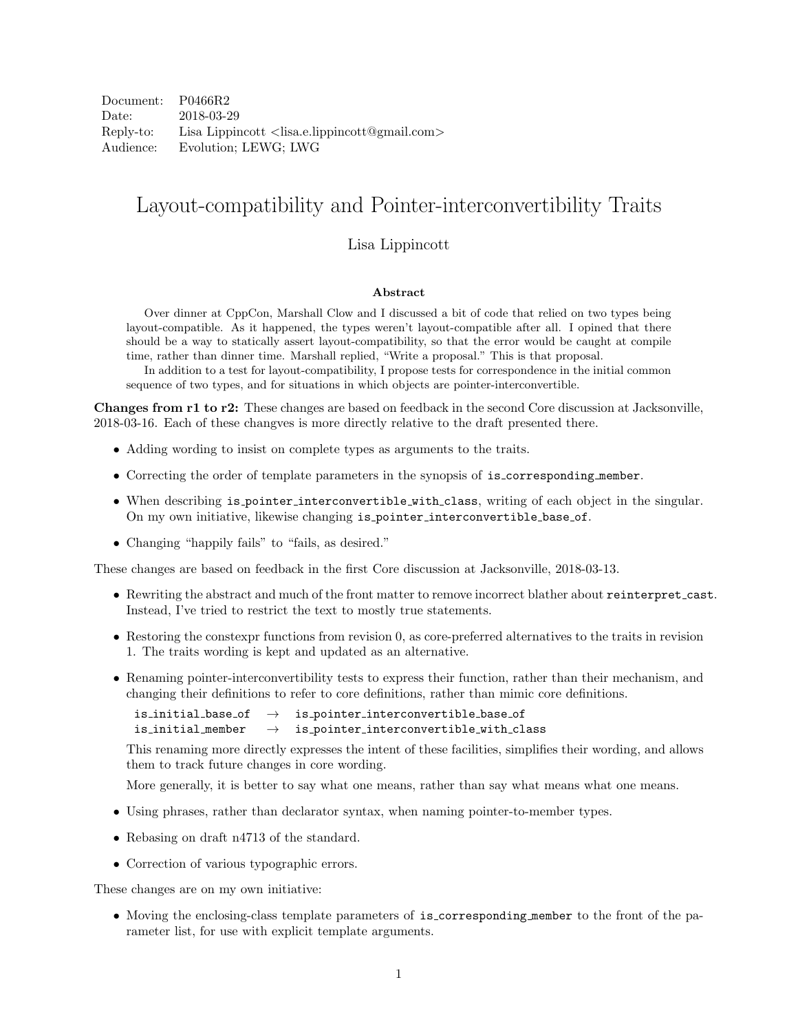| | |
|---|---|
| Document: | P0466R2 |
| Date: | 2018-03-29 |
| Reply-to: | Lisa Lippincott <lisa.e.lippincott@gmail.com> |
| Audience: | Evolution; LEWG; LWG |

# Layout-compatibility and Pointer-interconvertibility Traits

Lisa Lippincott

**Abstract**

Over dinner at CppCon, Marshall Clow and I discussed a bit of code that relied on two types being layout-compatible. As it happened, the types weren't layout-compatible after all. I opined that there should be a way to statically assert layout-compatibility, so that the error would be caught at compile time, rather than dinner time. Marshall replied, "Write a proposal." This is that proposal.

In addition to a test for layout-compatibility, I propose tests for correspondence in the initial common sequence of two types, and for situations in which objects are pointer-interconvertible.

**Changes from r1 to r2:** These changes are based on feedback in the second Core discussion at Jacksonville, 2018-03-16. Each of these changves is more directly relative to the draft presented there.

- Adding wording to insist on complete types as arguments to the traits.
- Correcting the order of template parameters in the synopsis of `is_corresponding_member`.
- When describing `is_pointer_interconvertible_with_class`, writing of each object in the singular. On my own initiative, likewise changing `is_pointer_interconvertible_base_of`.
- Changing "happily fails" to "fails, as desired."

These changes are based on feedback in the first Core discussion at Jacksonville, 2018-03-13.

- Rewriting the abstract and much of the front matter to remove incorrect blather about `reinterpret_cast`. Instead, I've tried to restrict the text to mostly true statements.
- Restoring the constexpr functions from revision 0, as core-preferred alternatives to the traits in revision 1. The traits wording is kept and updated as an alternative.
- Renaming pointer-interconvertibility tests to express their function, rather than their mechanism, and changing their definitions to refer to core definitions, rather than mimic core definitions.

  `is_initial_base_of` → `is_pointer_interconvertible_base_of`
  `is_initial_member` → `is_pointer_interconvertible_with_class`

  This renaming more directly expresses the intent of these facilities, simplifies their wording, and allows them to track future changes in core wording.

  More generally, it is better to say what one means, rather than say what means what one means.
- Using phrases, rather than declarator syntax, when naming pointer-to-member types.
- Rebasing on draft n4713 of the standard.
- Correction of various typographic errors.

These changes are on my own initiative:

- Moving the enclosing-class template parameters of `is_corresponding_member` to the front of the parameter list, for use with explicit template arguments.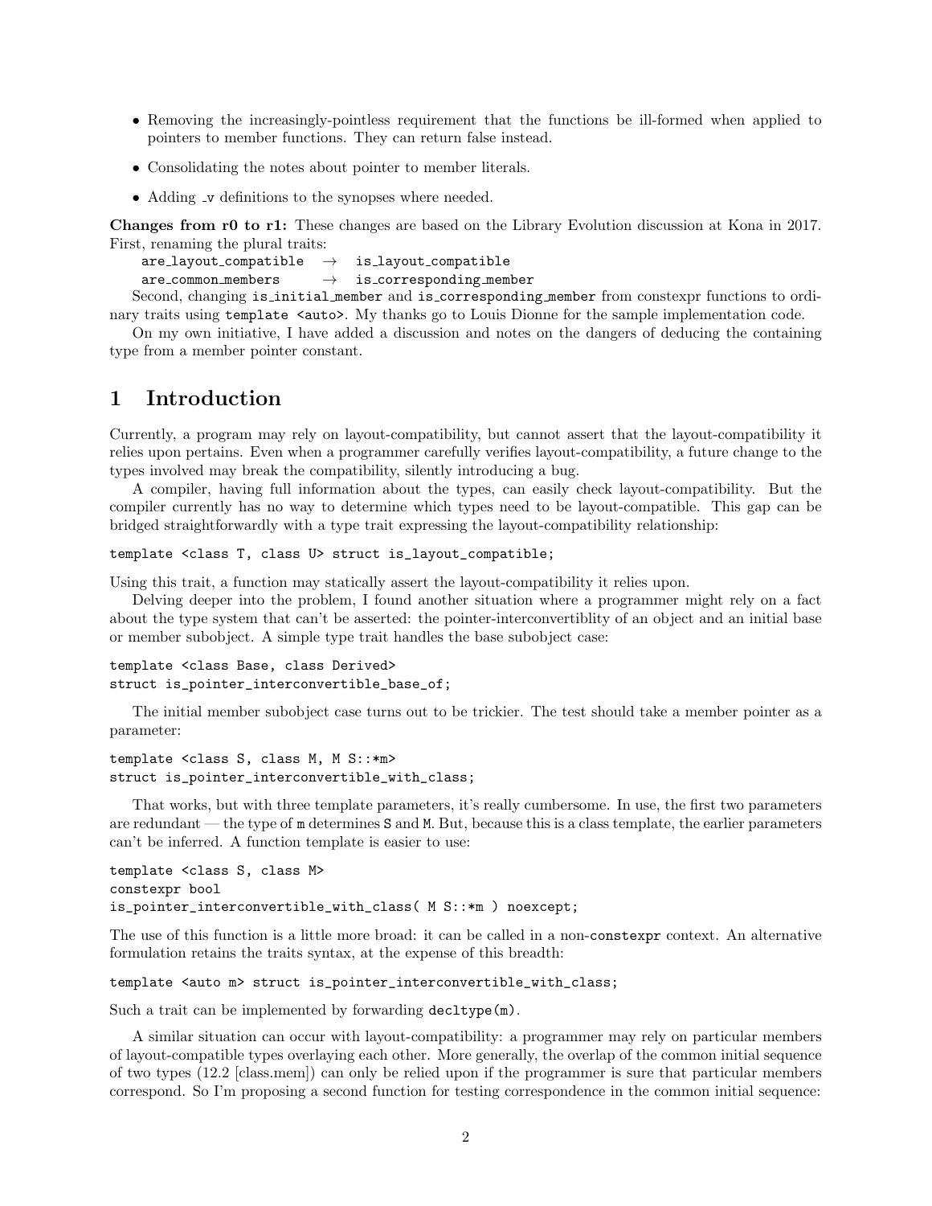- Removing the increasingly-pointless requirement that the functions be ill-formed when applied to pointers to member functions. They can return false instead.
- Consolidating the notes about pointer to member literals.
- Adding _v definitions to the synopses where needed.

**Changes from r0 to r1:** These changes are based on the Library Evolution discussion at Kona in 2017. First, renaming the plural traits:

```
are_layout_compatible  →  is_layout_compatible
are_common_members     →  is_corresponding_member
```

Second, changing `is_initial_member` and `is_corresponding_member` from constexpr functions to ordinary traits using `template <auto>`. My thanks go to Louis Dionne for the sample implementation code.

On my own initiative, I have added a discussion and notes on the dangers of deducing the containing type from a member pointer constant.

# 1 Introduction

Currently, a program may rely on layout-compatibility, but cannot assert that the layout-compatibility it relies upon pertains. Even when a programmer carefully verifies layout-compatibility, a future change to the types involved may break the compatibility, silently introducing a bug.

A compiler, having full information about the types, can easily check layout-compatibility. But the compiler currently has no way to determine which types need to be layout-compatible. This gap can be bridged straightforwardly with a type trait expressing the layout-compatibility relationship:

```
template <class T, class U> struct is_layout_compatible;
```

Using this trait, a function may statically assert the layout-compatibility it relies upon.

Delving deeper into the problem, I found another situation where a programmer might rely on a fact about the type system that can't be asserted: the pointer-interconvertiblity of an object and an initial base or member subobject. A simple type trait handles the base subobject case:

```
template <class Base, class Derived>
struct is_pointer_interconvertible_base_of;
```

The initial member subobject case turns out to be trickier. The test should take a member pointer as a parameter:

```
template <class S, class M, M S::*m>
struct is_pointer_interconvertible_with_class;
```

That works, but with three template parameters, it's really cumbersome. In use, the first two parameters are redundant — the type of `m` determines `S` and `M`. But, because this is a class template, the earlier parameters can't be inferred. A function template is easier to use:

```
template <class S, class M>
constexpr bool
is_pointer_interconvertible_with_class( M S::*m ) noexcept;
```

The use of this function is a little more broad: it can be called in a non-`constexpr` context. An alternative formulation retains the traits syntax, at the expense of this breadth:

```
template <auto m> struct is_pointer_interconvertible_with_class;
```

Such a trait can be implemented by forwarding `decltype(m)`.

A similar situation can occur with layout-compatibility: a programmer may rely on particular members of layout-compatible types overlaying each other. More generally, the overlap of the common initial sequence of two types (12.2 [class.mem]) can only be relied upon if the programmer is sure that particular members correspond. So I'm proposing a second function for testing correspondence in the common initial sequence: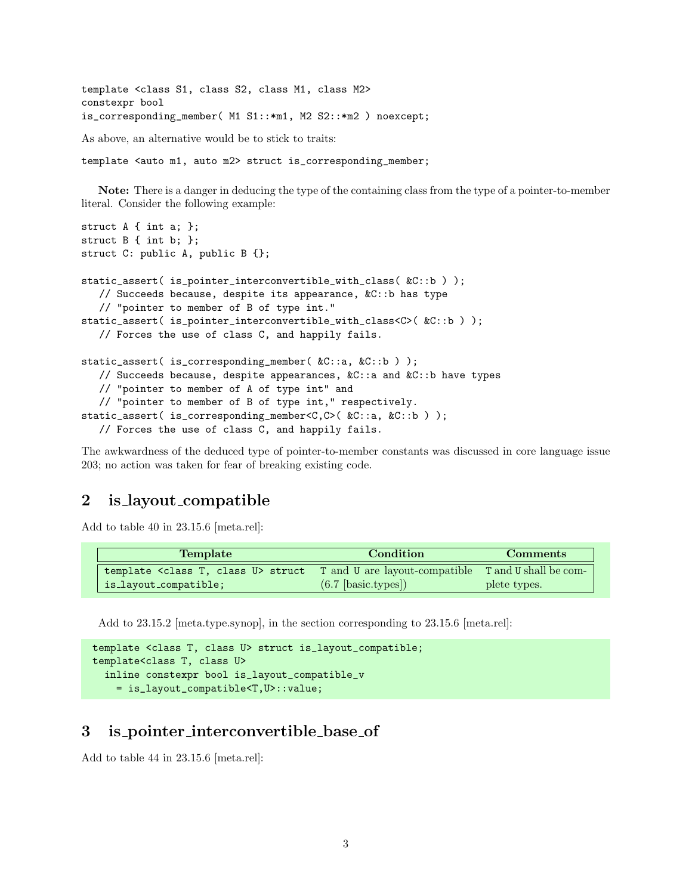```
template <class S1, class S2, class M1, class M2>
constexpr bool
is_corresponding_member( M1 S1::*m1, M2 S2::*m2 ) noexcept;
```

As above, an alternative would be to stick to traits:

```
template <auto m1, auto m2> struct is_corresponding_member;
```

**Note:** There is a danger in deducing the type of the containing class from the type of a pointer-to-member literal. Consider the following example:

```
struct A { int a; };
struct B { int b; };
struct C: public A, public B {};

static_assert( is_pointer_interconvertible_with_class( &C::b ) );
   // Succeeds because, despite its appearance, &C::b has type
   // "pointer to member of B of type int."
static_assert( is_pointer_interconvertible_with_class<C>( &C::b ) );
   // Forces the use of class C, and happily fails.

static_assert( is_corresponding_member( &C::a, &C::b ) );
   // Succeeds because, despite appearances, &C::a and &C::b have types
   // "pointer to member of A of type int" and
   // "pointer to member of B of type int," respectively.
static_assert( is_corresponding_member<C,C>( &C::a, &C::b ) );
   // Forces the use of class C, and happily fails.
```

The awkwardness of the deduced type of pointer-to-member constants was discussed in core language issue 203; no action was taken for fear of breaking existing code.

## 2 is_layout_compatible

Add to table 40 in 23.15.6 [meta.rel]:

| Template | Condition | Comments |
|---|---|---|
| `template <class T, class U> struct is_layout_compatible;` | `T` and `U` are layout-compatible (6.7 [basic.types]) | `T` and `U` shall be complete types. |

Add to 23.15.2 [meta.type.synop], in the section corresponding to 23.15.6 [meta.rel]:

```
template <class T, class U> struct is_layout_compatible;
template<class T, class U>
  inline constexpr bool is_layout_compatible_v
    = is_layout_compatible<T,U>::value;
```

## 3 is_pointer_interconvertible_base_of

Add to table 44 in 23.15.6 [meta.rel]: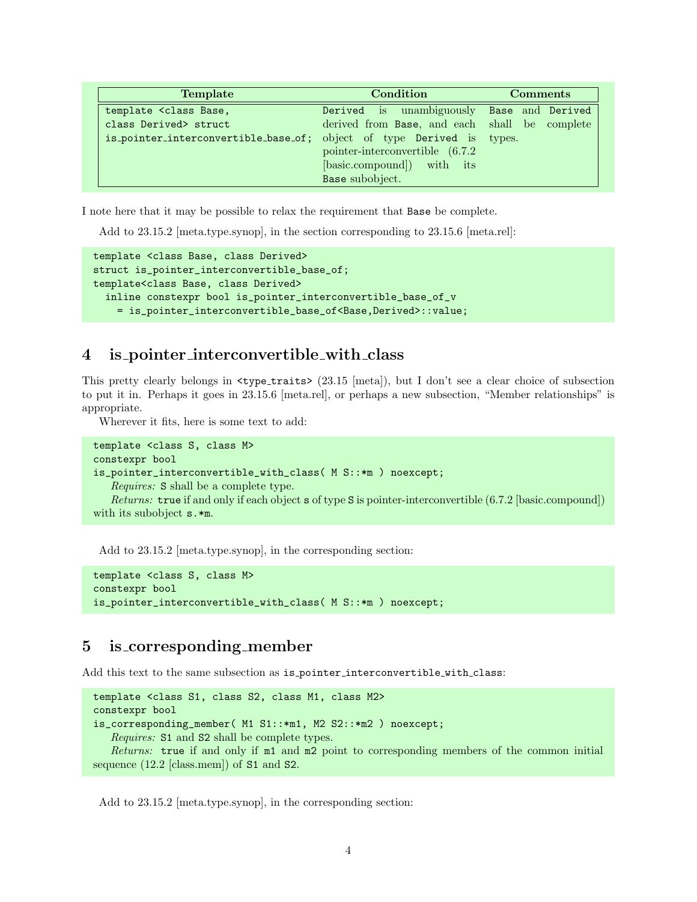| Template | Condition | Comments |
|---|---|---|
| `template <class Base, class Derived> struct is_pointer_interconvertible_base_of;` | `Derived` is unambiguously derived from `Base`, and each object of type `Derived` is pointer-interconvertible (6.7.2 [basic.compound]) with its `Base` subobject. | `Base` and `Derived` shall be complete types. |

I note here that it may be possible to relax the requirement that `Base` be complete.

Add to 23.15.2 [meta.type.synop], in the section corresponding to 23.15.6 [meta.rel]:

```
template <class Base, class Derived>
struct is_pointer_interconvertible_base_of;
template<class Base, class Derived>
  inline constexpr bool is_pointer_interconvertible_base_of_v
    = is_pointer_interconvertible_base_of<Base,Derived>::value;
```

## 4 is_pointer_interconvertible_with_class

This pretty clearly belongs in `<type_traits>` (23.15 [meta]), but I don't see a clear choice of subsection to put it in. Perhaps it goes in 23.15.6 [meta.rel], or perhaps a new subsection, "Member relationships" is appropriate.

Wherever it fits, here is some text to add:

```
template <class S, class M>
constexpr bool
is_pointer_interconvertible_with_class( M S::*m ) noexcept;
```

*Requires:* `S` shall be a complete type.

*Returns:* `true` if and only if each object `s` of type `S` is pointer-interconvertible (6.7.2 [basic.compound]) with its subobject `s.*m`.

Add to 23.15.2 [meta.type.synop], in the corresponding section:

```
template <class S, class M>
constexpr bool
is_pointer_interconvertible_with_class( M S::*m ) noexcept;
```

## 5 is_corresponding_member

Add this text to the same subsection as `is_pointer_interconvertible_with_class`:

```
template <class S1, class S2, class M1, class M2>
constexpr bool
is_corresponding_member( M1 S1::*m1, M2 S2::*m2 ) noexcept;
```

*Requires:* `S1` and `S2` shall be complete types.

*Returns:* `true` if and only if `m1` and `m2` point to corresponding members of the common initial sequence (12.2 [class.mem]) of `S1` and `S2`.

Add to 23.15.2 [meta.type.synop], in the corresponding section: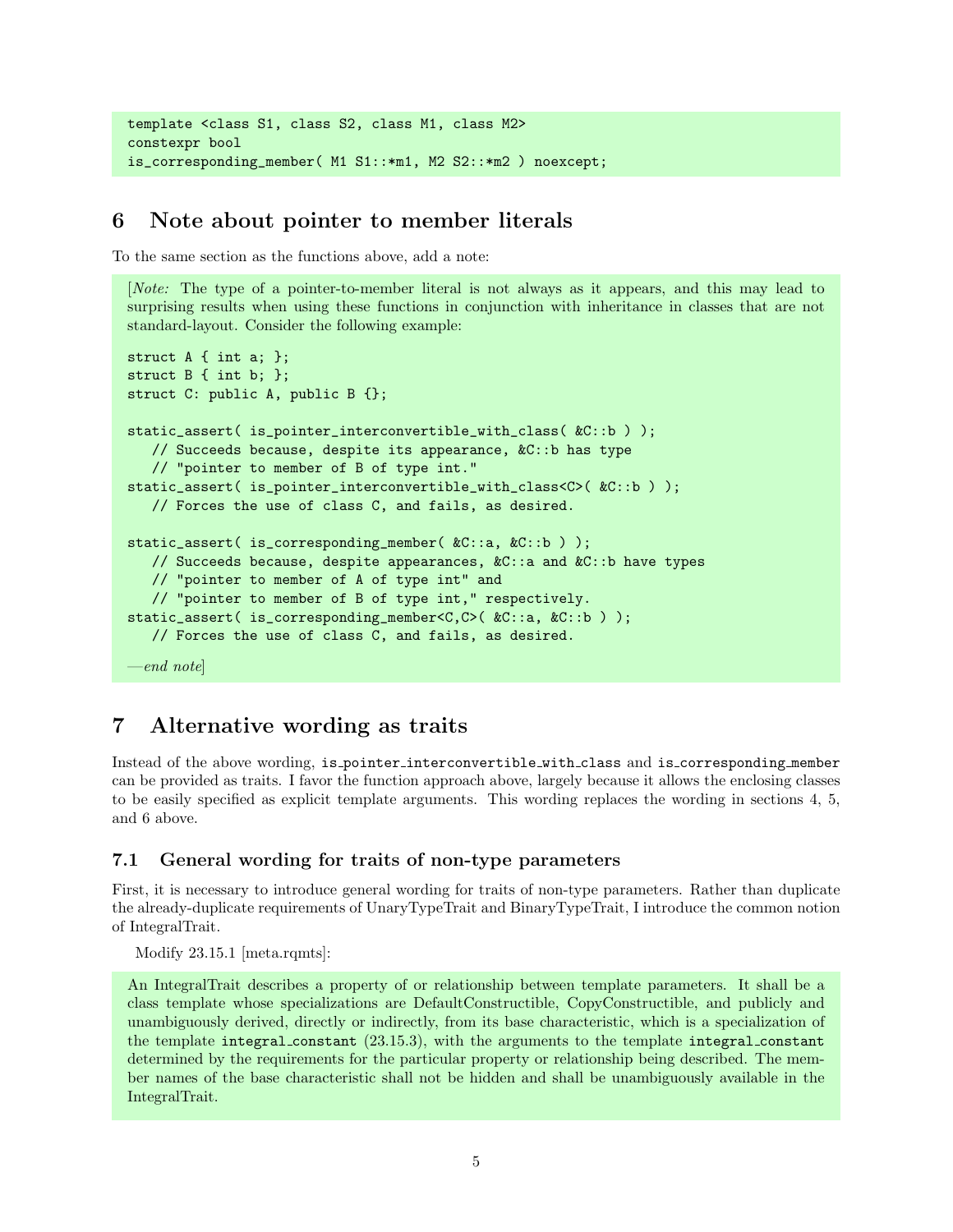```
template <class S1, class S2, class M1, class M2>
constexpr bool
is_corresponding_member( M1 S1::*m1, M2 S2::*m2 ) noexcept;
```

## 6 Note about pointer to member literals

To the same section as the functions above, add a note:

> [*Note:* The type of a pointer-to-member literal is not always as it appears, and this may lead to surprising results when using these functions in conjunction with inheritance in classes that are not standard-layout. Consider the following example:
>
> ```
> struct A { int a; };
> struct B { int b; };
> struct C: public A, public B {};
>
> static_assert( is_pointer_interconvertible_with_class( &C::b ) );
>    // Succeeds because, despite its appearance, &C::b has type
>    // "pointer to member of B of type int."
> static_assert( is_pointer_interconvertible_with_class<C>( &C::b ) );
>    // Forces the use of class C, and fails, as desired.
>
> static_assert( is_corresponding_member( &C::a, &C::b ) );
>    // Succeeds because, despite appearances, &C::a and &C::b have types
>    // "pointer to member of A of type int" and
>    // "pointer to member of B of type int," respectively.
> static_assert( is_corresponding_member<C,C>( &C::a, &C::b ) );
>    // Forces the use of class C, and fails, as desired.
> ```
>
> —*end note*]

## 7 Alternative wording as traits

Instead of the above wording, `is_pointer_interconvertible_with_class` and `is_corresponding_member` can be provided as traits. I favor the function approach above, largely because it allows the enclosing classes to be easily specified as explicit template arguments. This wording replaces the wording in sections 4, 5, and 6 above.

### 7.1 General wording for traits of non-type parameters

First, it is necessary to introduce general wording for traits of non-type parameters. Rather than duplicate the already-duplicate requirements of UnaryTypeTrait and BinaryTypeTrait, I introduce the common notion of IntegralTrait.

Modify 23.15.1 [meta.rqmts]:

> An IntegralTrait describes a property of or relationship between template parameters. It shall be a class template whose specializations are DefaultConstructible, CopyConstructible, and publicly and unambiguously derived, directly or indirectly, from its base characteristic, which is a specialization of the template `integral_constant` (23.15.3), with the arguments to the template `integral_constant` determined by the requirements for the particular property or relationship being described. The member names of the base characteristic shall not be hidden and shall be unambiguously available in the IntegralTrait.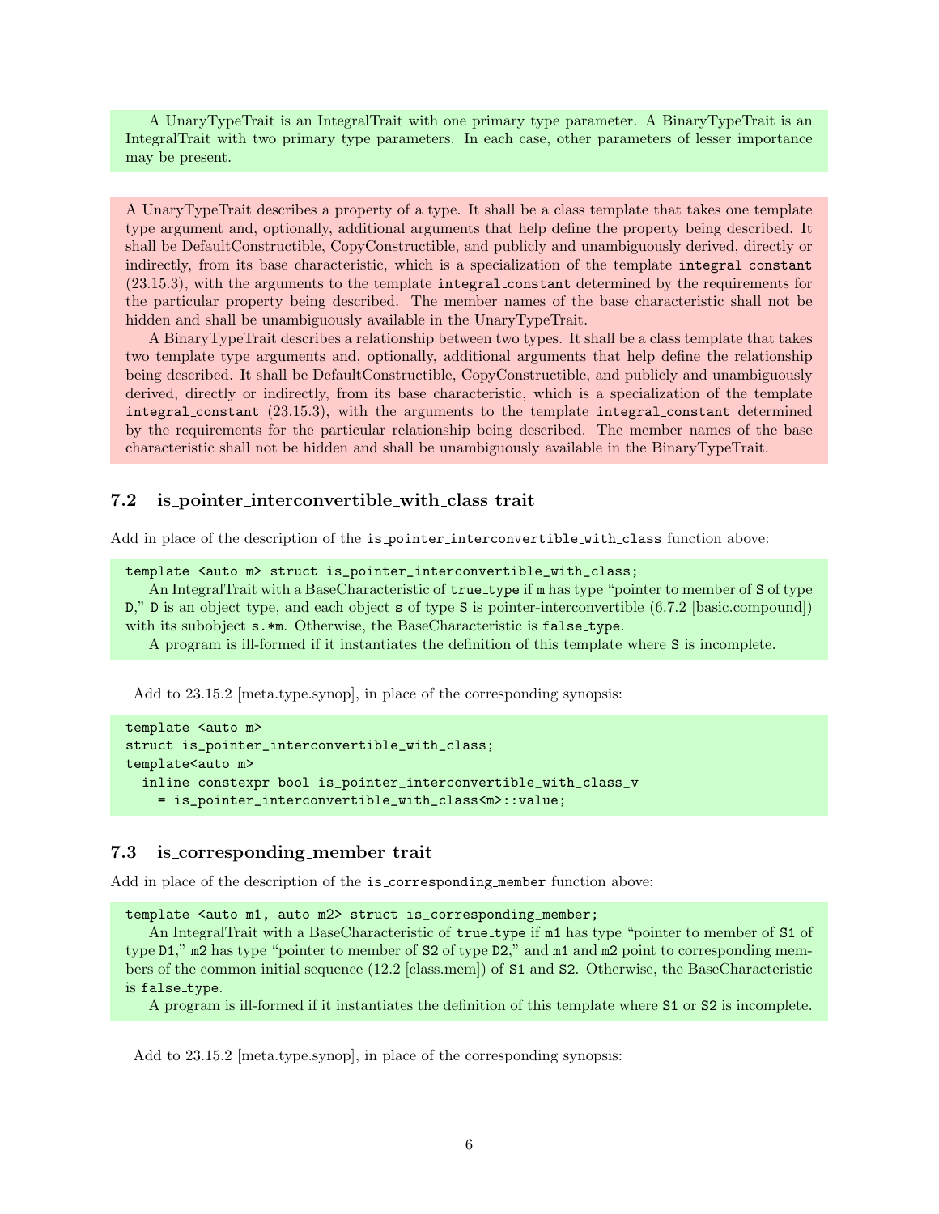A UnaryTypeTrait is an IntegralTrait with one primary type parameter. A BinaryTypeTrait is an IntegralTrait with two primary type parameters. In each case, other parameters of lesser importance may be present.

A UnaryTypeTrait describes a property of a type. It shall be a class template that takes one template type argument and, optionally, additional arguments that help define the property being described. It shall be DefaultConstructible, CopyConstructible, and publicly and unambiguously derived, directly or indirectly, from its base characteristic, which is a specialization of the template `integral_constant` (23.15.3), with the arguments to the template `integral_constant` determined by the requirements for the particular property being described. The member names of the base characteristic shall not be hidden and shall be unambiguously available in the UnaryTypeTrait.

A BinaryTypeTrait describes a relationship between two types. It shall be a class template that takes two template type arguments and, optionally, additional arguments that help define the relationship being described. It shall be DefaultConstructible, CopyConstructible, and publicly and unambiguously derived, directly or indirectly, from its base characteristic, which is a specialization of the template `integral_constant` (23.15.3), with the arguments to the template `integral_constant` determined by the requirements for the particular relationship being described. The member names of the base characteristic shall not be hidden and shall be unambiguously available in the BinaryTypeTrait.

### 7.2 is_pointer_interconvertible_with_class trait

Add in place of the description of the `is_pointer_interconvertible_with_class` function above:

```
template <auto m> struct is_pointer_interconvertible_with_class;
```

An IntegralTrait with a BaseCharacteristic of `true_type` if `m` has type "pointer to member of `S` of type `D`," `D` is an object type, and each object `s` of type `S` is pointer-interconvertible (6.7.2 [basic.compound]) with its subobject `s.*m`. Otherwise, the BaseCharacteristic is `false_type`.

A program is ill-formed if it instantiates the definition of this template where `S` is incomplete.

Add to 23.15.2 [meta.type.synop], in place of the corresponding synopsis:

```
template <auto m>
struct is_pointer_interconvertible_with_class;
template<auto m>
  inline constexpr bool is_pointer_interconvertible_with_class_v
    = is_pointer_interconvertible_with_class<m>::value;
```

### 7.3 is_corresponding_member trait

Add in place of the description of the `is_corresponding_member` function above:

```
template <auto m1, auto m2> struct is_corresponding_member;
```

An IntegralTrait with a BaseCharacteristic of `true_type` if `m1` has type "pointer to member of `S1` of type `D1`," `m2` has type "pointer to member of `S2` of type `D2`," and `m1` and `m2` point to corresponding members of the common initial sequence (12.2 [class.mem]) of `S1` and `S2`. Otherwise, the BaseCharacteristic is `false_type`.

A program is ill-formed if it instantiates the definition of this template where `S1` or `S2` is incomplete.

Add to 23.15.2 [meta.type.synop], in place of the corresponding synopsis: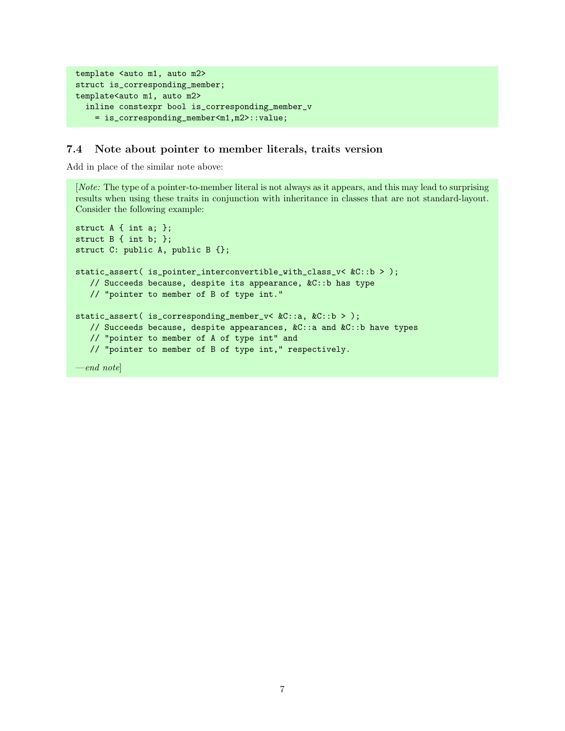```
template <auto m1, auto m2>
struct is_corresponding_member;
template<auto m1, auto m2>
  inline constexpr bool is_corresponding_member_v
    = is_corresponding_member<m1,m2>::value;
```

### 7.4 Note about pointer to member literals, traits version

Add in place of the similar note above:

[*Note:* The type of a pointer-to-member literal is not always as it appears, and this may lead to surprising results when using these traits in conjunction with inheritance in classes that are not standard-layout. Consider the following example:

```
struct A { int a; };
struct B { int b; };
struct C: public A, public B {};

static_assert( is_pointer_interconvertible_with_class_v< &C::b > );
   // Succeeds because, despite its appearance, &C::b has type
   // "pointer to member of B of type int."

static_assert( is_corresponding_member_v< &C::a, &C::b > );
   // Succeeds because, despite appearances, &C::a and &C::b have types
   // "pointer to member of A of type int" and
   // "pointer to member of B of type int," respectively.
```

—*end note*]